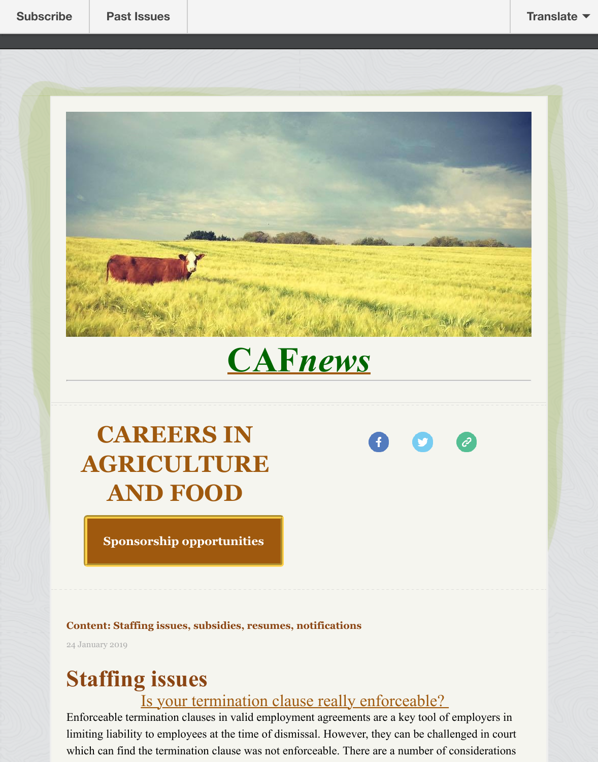Subscribe | Past Issues | Translate

# CAF*news*

## CAREERS IN AGRICULTURE AND FOOD

Sponsorship opportunities

**Content: Staffing issues, subsidies, resumes, notifications**

24 January 2019

## Staffing issues

### Is your termination clause really enforceable?

Enforceable termination clauses in valid employment agreements are a key tool of employers in limiting liability to employees at the time of dismissal. However, they can be challenged in court which can find the termination clause was not enforceable. There are a number of considerations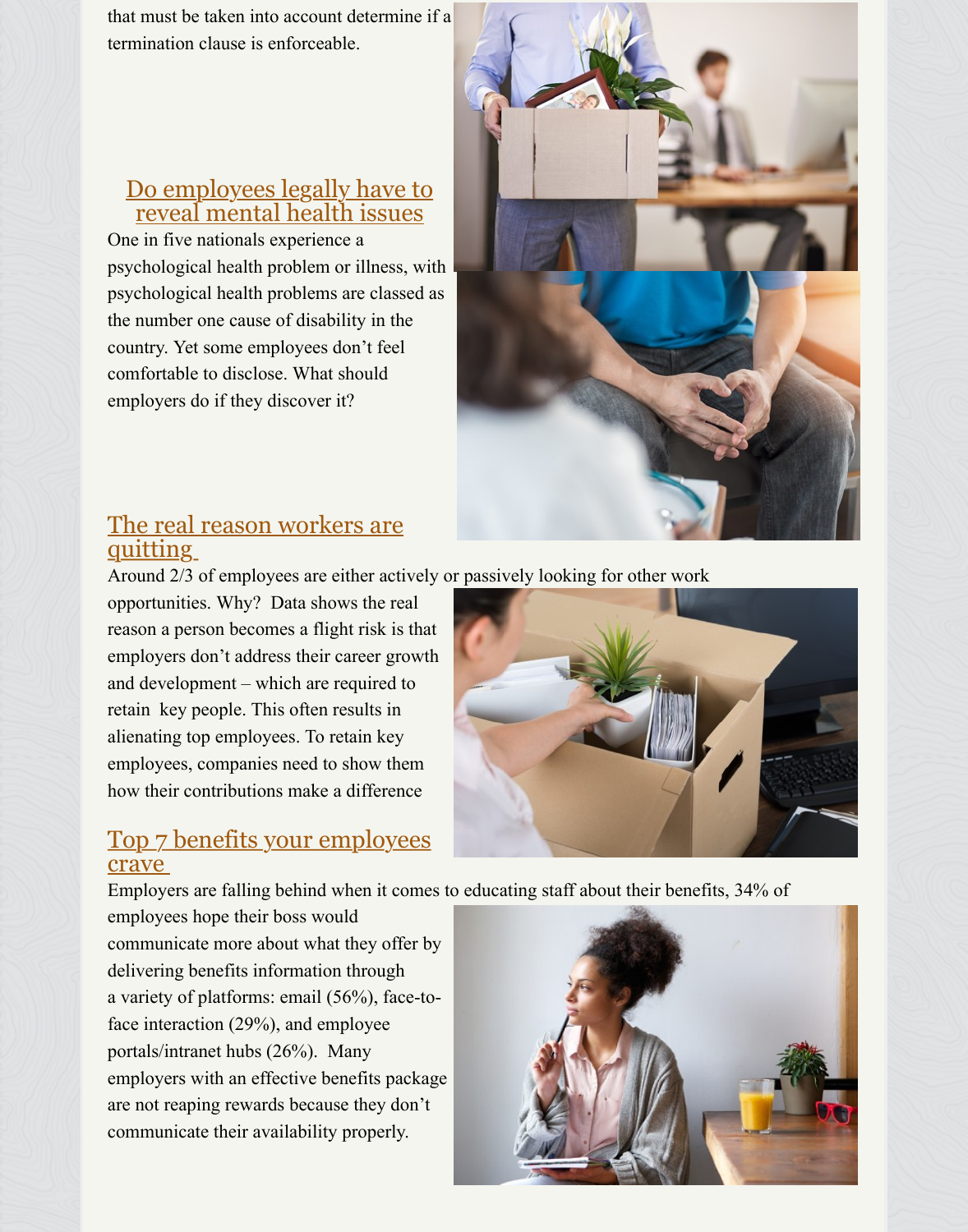that must be taken into account determine if a termination clause is enforceable.

## Do employees legally have to reveal mental health issues

One in five nationals experience a psychological health problem or illness, with psychological health problems are classed as the number one cause of disability in the country. Yet some employees don't feel comfortable to disclose. What should employers do if they discover it?

## The real reason workers are quitting

Around 2/3 of employees are either actively or passively looking for other work opportunities. Why? Data shows the real reason a person becomes a flight risk is that employers don't address their career growth and development – which are required to retain key people. This often results in alienating top employees. To retain key employees, companies need to show them how their contributions make a difference

## Top 7 benefits your employees crave

Employers are falling behind when it comes to educating staff about their benefits, 34% of employees hope their boss would communicate more about what they offer by delivering benefits information through a variety of platforms: email (56%), face-to-face interaction (29%), and employee portals/intranet hubs (26%). Many employers with an effective benefits package are not reaping rewards because they don't communicate their availability properly.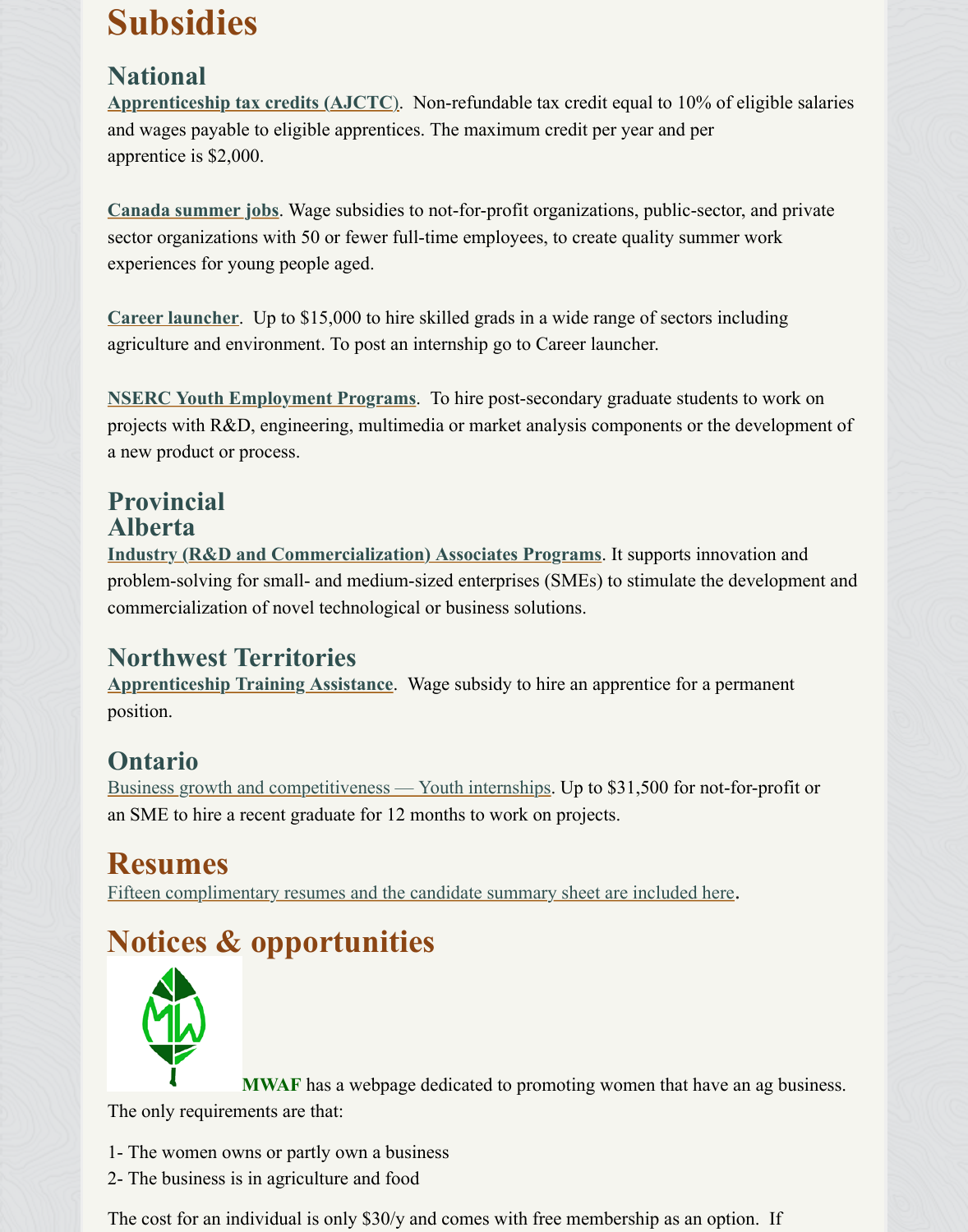# Subsidies

## National

**Apprenticeship tax credits (AJCTC)**. Non-refundable tax credit equal to 10% of eligible salaries and wages payable to eligible apprentices. The maximum credit per year and per apprentice is $2,000.

**Canada summer jobs**. Wage subsidies to not-for-profit organizations, public-sector, and private sector organizations with 50 or fewer full-time employees, to create quality summer work experiences for young people aged.

**Career launcher**. Up to $15,000 to hire skilled grads in a wide range of sectors including agriculture and environment. To post an internship go to Career launcher.

**NSERC Youth Employment Programs**. To hire post-secondary graduate students to work on projects with R&D, engineering, multimedia or market analysis components or the development of a new product or process.

## Provincial

## Alberta

**Industry (R&D and Commercialization) Associates Programs**. It supports innovation and problem-solving for small- and medium-sized enterprises (SMEs) to stimulate the development and commercialization of novel technological or business solutions.

## Northwest Territories

**Apprenticeship Training Assistance**. Wage subsidy to hire an apprentice for a permanent position.

## Ontario

Business growth and competitiveness — Youth internships. Up to $31,500 for not-for-profit or an SME to hire a recent graduate for 12 months to work on projects.

# Resumes

Fifteen complimentary resumes and the candidate summary sheet are included here.

# Notices & opportunities

**MWAF** has a webpage dedicated to promoting women that have an ag business. The only requirements are that:

1- The women owns or partly own a business
2- The business is in agriculture and food

The cost for an individual is only $30/y and comes with free membership as an option. If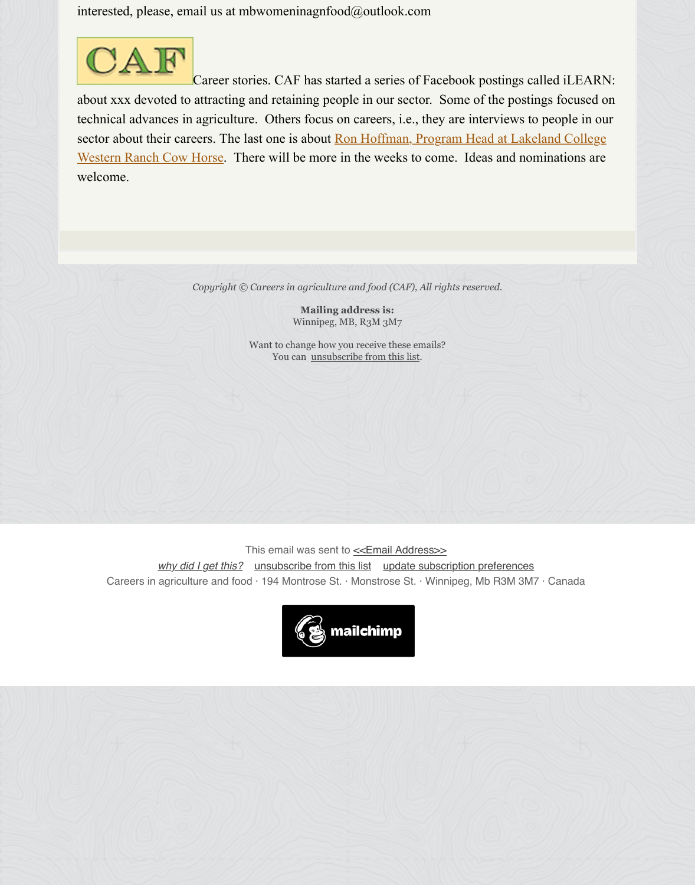interested, please, email us at mbwomeninagnfood@outlook.com

CAF Career stories. CAF has started a series of Facebook postings called iLEARN: about xxx devoted to attracting and retaining people in our sector. Some of the postings focused on technical advances in agriculture. Others focus on careers, i.e., they are interviews to people in our sector about their careers. The last one is about Ron Hoffman, Program Head at Lakeland College Western Ranch Cow Horse. There will be more in the weeks to come. Ideas and nominations are welcome.

*Copyright © Careers in agriculture and food (CAF), All rights reserved.*

**Mailing address is:**
Winnipeg, MB, R3M 3M7

Want to change how you receive these emails?
You can unsubscribe from this list.

This email was sent to <<Email Address>>

*why did I get this?* unsubscribe from this list update subscription preferences

Careers in agriculture and food · 194 Montrose St. · Monstrose St. · Winnipeg, Mb R3M 3M7 · Canada

mailchimp